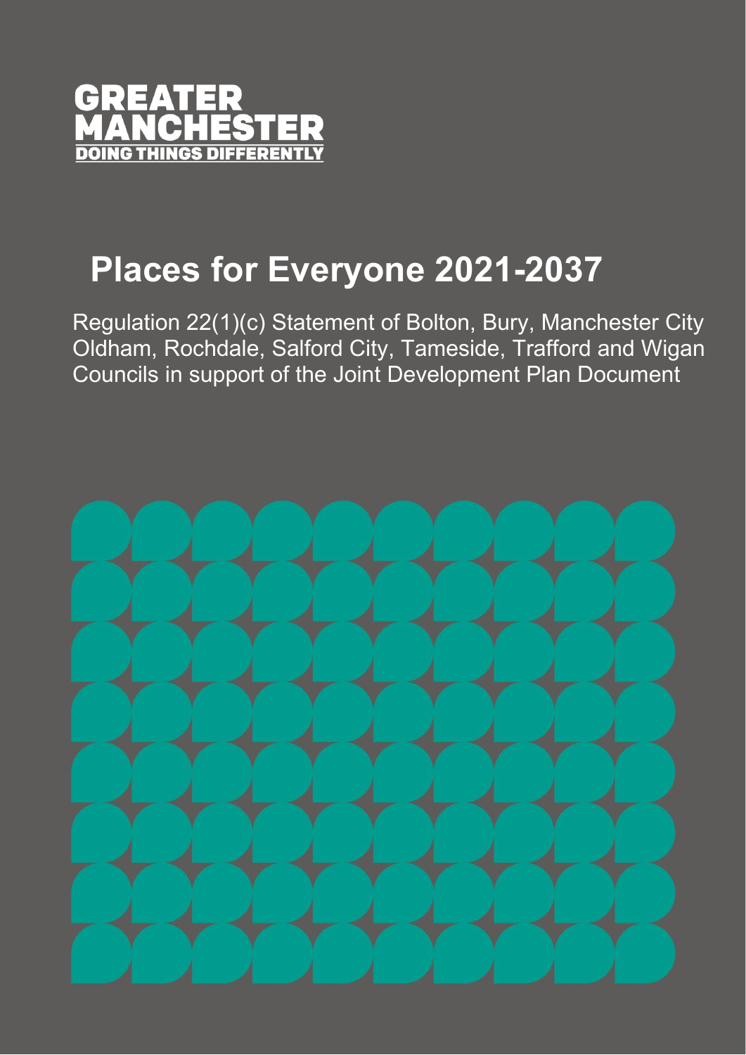GREATER MANCHESTER
DOING THINGS DIFFERENTLY

# Places for Everyone 2021-2037

Regulation 22(1)(c) Statement of Bolton, Bury, Manchester City Oldham, Rochdale, Salford City, Tameside, Trafford and Wigan Councils in support of the Joint Development Plan Document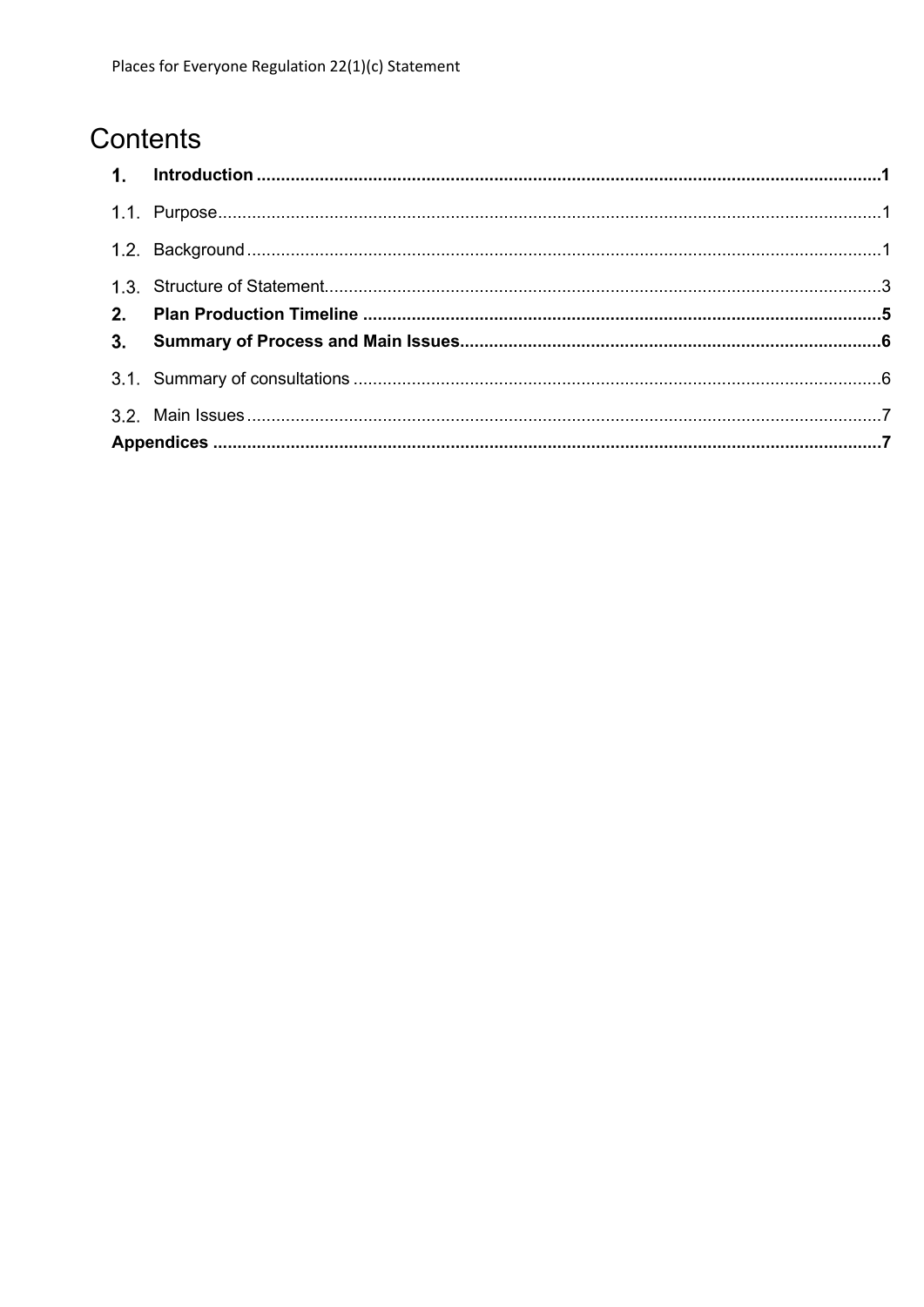# Contents

**1. Introduction** ..... **1**

1.1. Purpose ..... 1

1.2. Background ..... 1

1.3. Structure of Statement ..... 3

**2. Plan Production Timeline** ..... **5**

**3. Summary of Process and Main Issues** ..... **6**

3.1. Summary of consultations ..... 6

3.2. Main Issues ..... 7

**Appendices** ..... **7**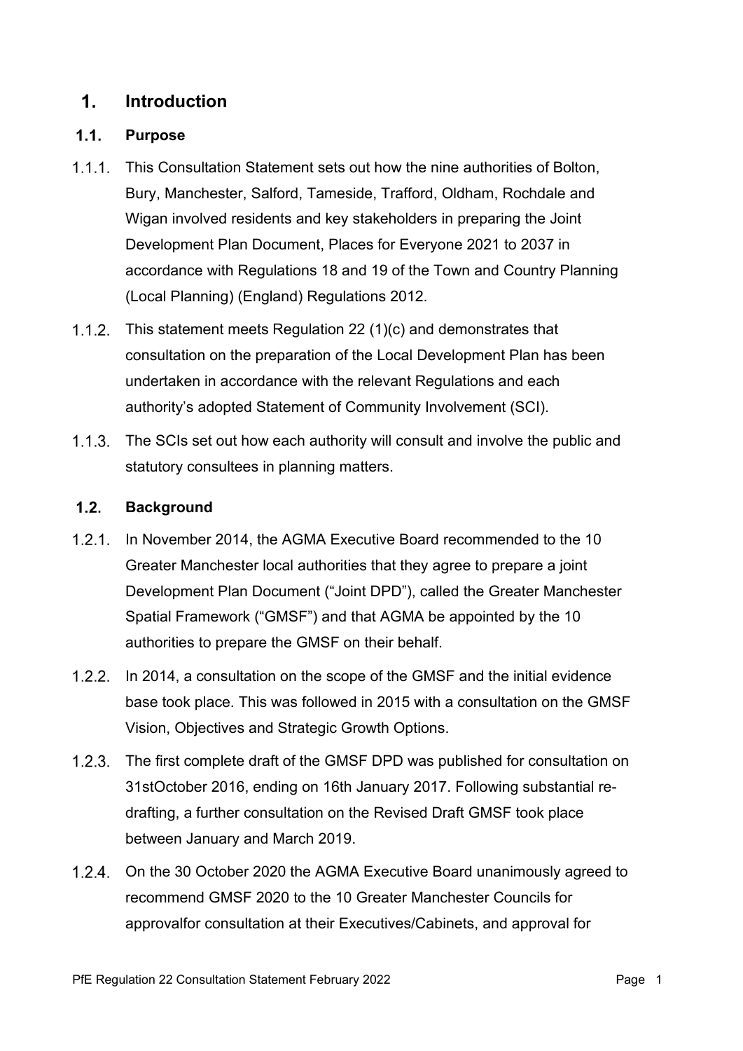# 1. Introduction

## 1.1. Purpose

1.1.1. This Consultation Statement sets out how the nine authorities of Bolton, Bury, Manchester, Salford, Tameside, Trafford, Oldham, Rochdale and Wigan involved residents and key stakeholders in preparing the Joint Development Plan Document, Places for Everyone 2021 to 2037 in accordance with Regulations 18 and 19 of the Town and Country Planning (Local Planning) (England) Regulations 2012.

1.1.2. This statement meets Regulation 22 (1)(c) and demonstrates that consultation on the preparation of the Local Development Plan has been undertaken in accordance with the relevant Regulations and each authority's adopted Statement of Community Involvement (SCI).

1.1.3. The SCIs set out how each authority will consult and involve the public and statutory consultees in planning matters.

## 1.2. Background

1.2.1. In November 2014, the AGMA Executive Board recommended to the 10 Greater Manchester local authorities that they agree to prepare a joint Development Plan Document ("Joint DPD"), called the Greater Manchester Spatial Framework ("GMSF") and that AGMA be appointed by the 10 authorities to prepare the GMSF on their behalf.

1.2.2. In 2014, a consultation on the scope of the GMSF and the initial evidence base took place. This was followed in 2015 with a consultation on the GMSF Vision, Objectives and Strategic Growth Options.

1.2.3. The first complete draft of the GMSF DPD was published for consultation on 31stOctober 2016, ending on 16th January 2017. Following substantial re-drafting, a further consultation on the Revised Draft GMSF took place between January and March 2019.

1.2.4. On the 30 October 2020 the AGMA Executive Board unanimously agreed to recommend GMSF 2020 to the 10 Greater Manchester Councils for approvalfor consultation at their Executives/Cabinets, and approval for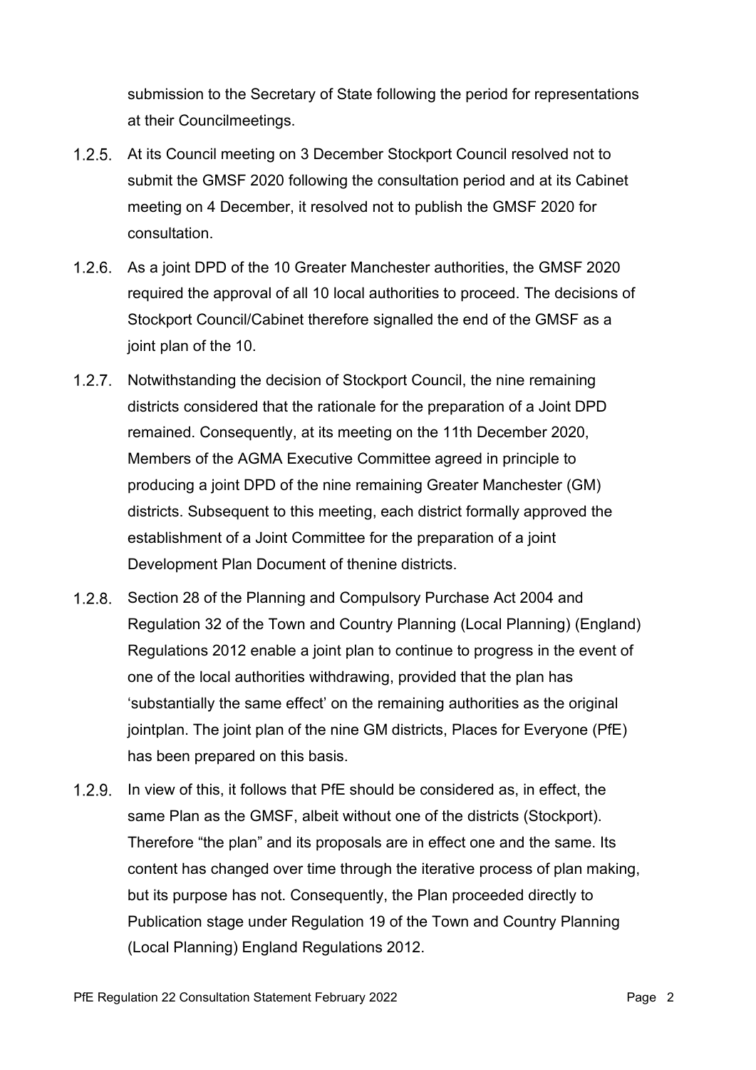submission to the Secretary of State following the period for representations at their Councilmeetings.

1.2.5. At its Council meeting on 3 December Stockport Council resolved not to submit the GMSF 2020 following the consultation period and at its Cabinet meeting on 4 December, it resolved not to publish the GMSF 2020 for consultation.

1.2.6. As a joint DPD of the 10 Greater Manchester authorities, the GMSF 2020 required the approval of all 10 local authorities to proceed. The decisions of Stockport Council/Cabinet therefore signalled the end of the GMSF as a joint plan of the 10.

1.2.7. Notwithstanding the decision of Stockport Council, the nine remaining districts considered that the rationale for the preparation of a Joint DPD remained. Consequently, at its meeting on the 11th December 2020, Members of the AGMA Executive Committee agreed in principle to producing a joint DPD of the nine remaining Greater Manchester (GM) districts. Subsequent to this meeting, each district formally approved the establishment of a Joint Committee for the preparation of a joint Development Plan Document of thenine districts.

1.2.8. Section 28 of the Planning and Compulsory Purchase Act 2004 and Regulation 32 of the Town and Country Planning (Local Planning) (England) Regulations 2012 enable a joint plan to continue to progress in the event of one of the local authorities withdrawing, provided that the plan has 'substantially the same effect' on the remaining authorities as the original jointplan. The joint plan of the nine GM districts, Places for Everyone (PfE) has been prepared on this basis.

1.2.9. In view of this, it follows that PfE should be considered as, in effect, the same Plan as the GMSF, albeit without one of the districts (Stockport). Therefore "the plan" and its proposals are in effect one and the same. Its content has changed over time through the iterative process of plan making, but its purpose has not. Consequently, the Plan proceeded directly to Publication stage under Regulation 19 of the Town and Country Planning (Local Planning) England Regulations 2012.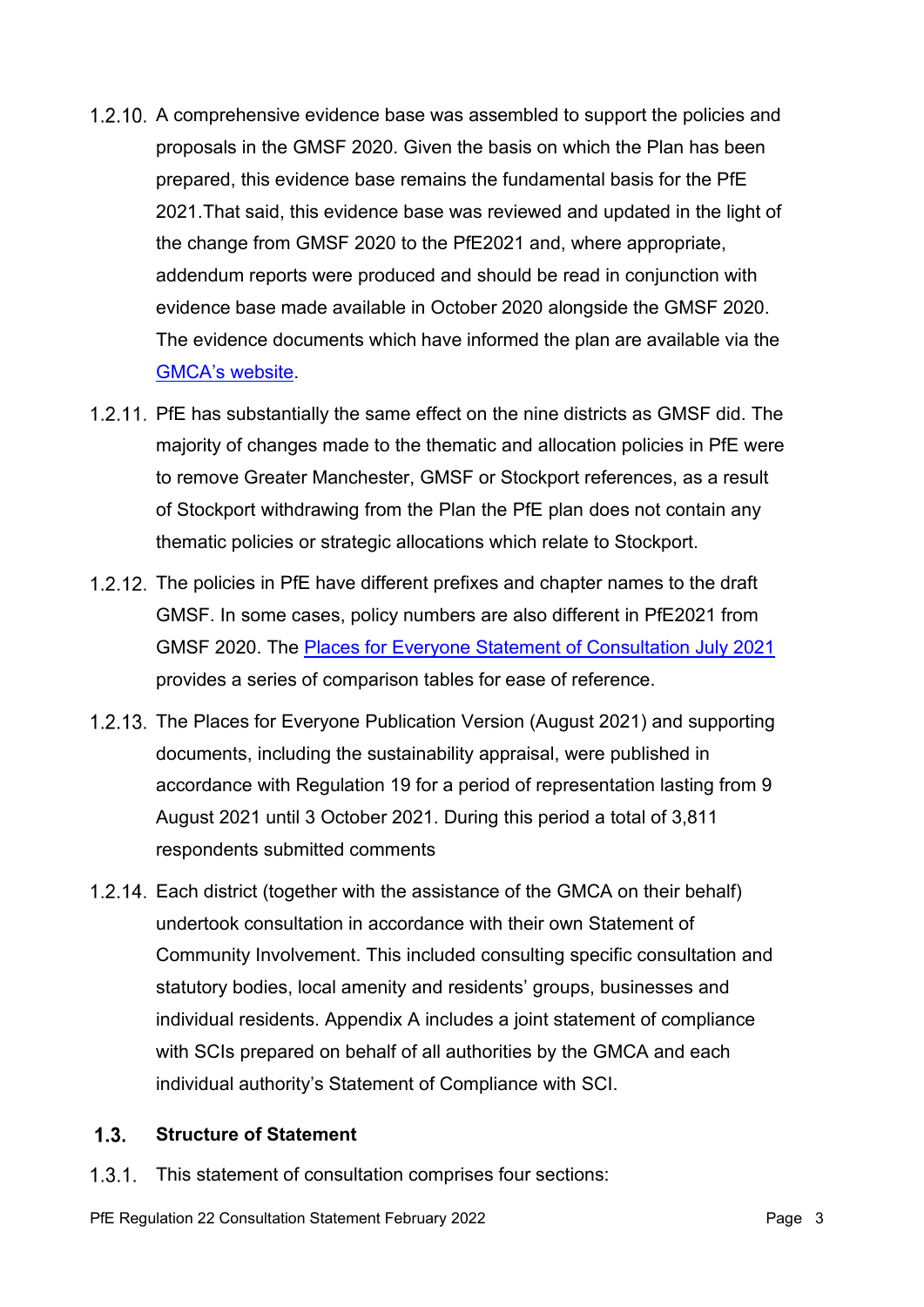1.2.10. A comprehensive evidence base was assembled to support the policies and proposals in the GMSF 2020. Given the basis on which the Plan has been prepared, this evidence base remains the fundamental basis for the PfE 2021.That said, this evidence base was reviewed and updated in the light of the change from GMSF 2020 to the PfE2021 and, where appropriate, addendum reports were produced and should be read in conjunction with evidence base made available in October 2020 alongside the GMSF 2020. The evidence documents which have informed the plan are available via the [GMCA's website](#).

1.2.11. PfE has substantially the same effect on the nine districts as GMSF did. The majority of changes made to the thematic and allocation policies in PfE were to remove Greater Manchester, GMSF or Stockport references, as a result of Stockport withdrawing from the Plan the PfE plan does not contain any thematic policies or strategic allocations which relate to Stockport.

1.2.12. The policies in PfE have different prefixes and chapter names to the draft GMSF. In some cases, policy numbers are also different in PfE2021 from GMSF 2020. The [Places for Everyone Statement of Consultation July 2021](#) provides a series of comparison tables for ease of reference.

1.2.13. The Places for Everyone Publication Version (August 2021) and supporting documents, including the sustainability appraisal, were published in accordance with Regulation 19 for a period of representation lasting from 9 August 2021 until 3 October 2021. During this period a total of 3,811 respondents submitted comments

1.2.14. Each district (together with the assistance of the GMCA on their behalf) undertook consultation in accordance with their own Statement of Community Involvement. This included consulting specific consultation and statutory bodies, local amenity and residents' groups, businesses and individual residents. Appendix A includes a joint statement of compliance with SCIs prepared on behalf of all authorities by the GMCA and each individual authority's Statement of Compliance with SCI.

## 1.3. Structure of Statement

1.3.1. This statement of consultation comprises four sections: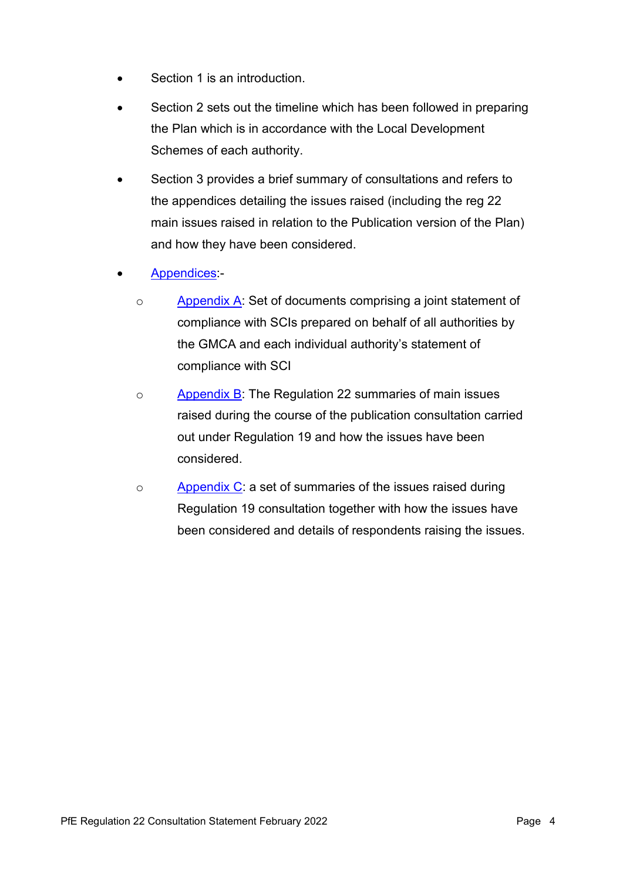- Section 1 is an introduction.
- Section 2 sets out the timeline which has been followed in preparing the Plan which is in accordance with the Local Development Schemes of each authority.
- Section 3 provides a brief summary of consultations and refers to the appendices detailing the issues raised (including the reg 22 main issues raised in relation to the Publication version of the Plan) and how they have been considered.
- Appendices:-
  - Appendix A: Set of documents comprising a joint statement of compliance with SCIs prepared on behalf of all authorities by the GMCA and each individual authority's statement of compliance with SCI
  - Appendix B: The Regulation 22 summaries of main issues raised during the course of the publication consultation carried out under Regulation 19 and how the issues have been considered.
  - Appendix C: a set of summaries of the issues raised during Regulation 19 consultation together with how the issues have been considered and details of respondents raising the issues.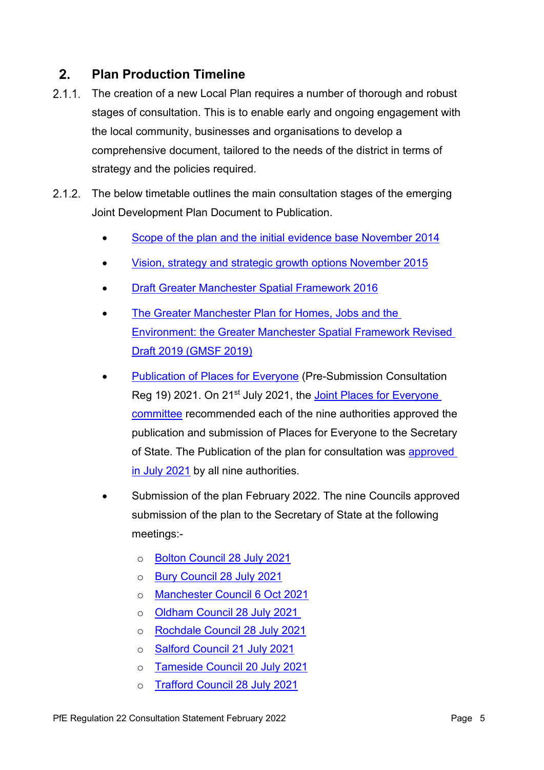## 2. Plan Production Timeline

2.1.1. The creation of a new Local Plan requires a number of thorough and robust stages of consultation. This is to enable early and ongoing engagement with the local community, businesses and organisations to develop a comprehensive document, tailored to the needs of the district in terms of strategy and the policies required.

2.1.2. The below timetable outlines the main consultation stages of the emerging Joint Development Plan Document to Publication.

- Scope of the plan and the initial evidence base November 2014
- Vision, strategy and strategic growth options November 2015
- Draft Greater Manchester Spatial Framework 2016
- The Greater Manchester Plan for Homes, Jobs and the Environment: the Greater Manchester Spatial Framework Revised Draft 2019 (GMSF 2019)
- Publication of Places for Everyone (Pre-Submission Consultation Reg 19) 2021. On 21st July 2021, the Joint Places for Everyone committee recommended each of the nine authorities approved the publication and submission of Places for Everyone to the Secretary of State. The Publication of the plan for consultation was approved in July 2021 by all nine authorities.
- Submission of the plan February 2022. The nine Councils approved submission of the plan to the Secretary of State at the following meetings:-
  - Bolton Council 28 July 2021
  - Bury Council 28 July 2021
  - Manchester Council 6 Oct 2021
  - Oldham Council 28 July 2021
  - Rochdale Council 28 July 2021
  - Salford Council 21 July 2021
  - Tameside Council 20 July 2021
  - Trafford Council 28 July 2021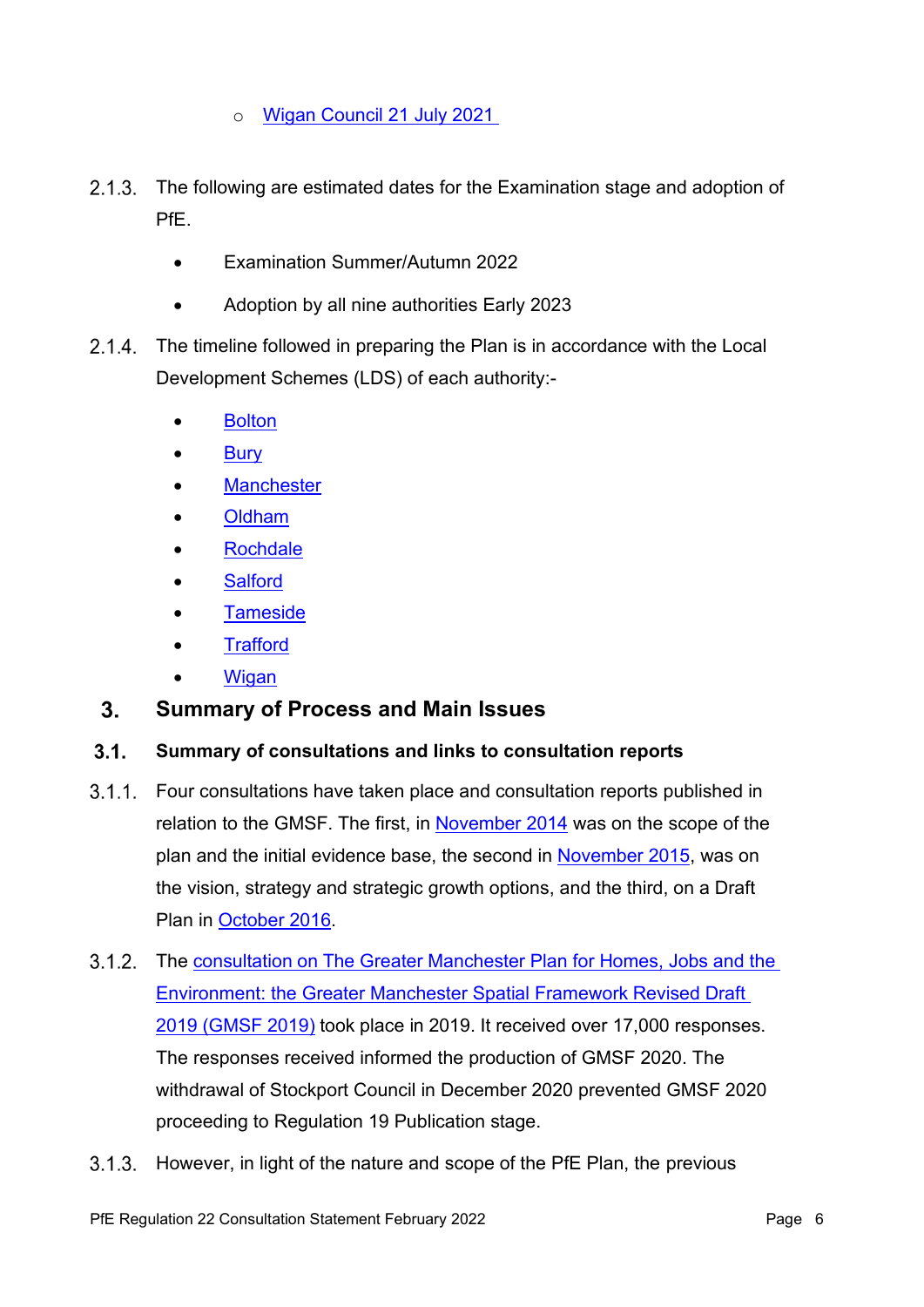- Wigan Council 21 July 2021

2.1.3. The following are estimated dates for the Examination stage and adoption of PfE.

- Examination Summer/Autumn 2022
- Adoption by all nine authorities Early 2023

2.1.4. The timeline followed in preparing the Plan is in accordance with the Local Development Schemes (LDS) of each authority:-

- Bolton
- Bury
- Manchester
- Oldham
- Rochdale
- Salford
- Tameside
- Trafford
- Wigan

# 3. Summary of Process and Main Issues

## 3.1. Summary of consultations and links to consultation reports

3.1.1. Four consultations have taken place and consultation reports published in relation to the GMSF. The first, in November 2014 was on the scope of the plan and the initial evidence base, the second in November 2015, was on the vision, strategy and strategic growth options, and the third, on a Draft Plan in October 2016.

3.1.2. The consultation on The Greater Manchester Plan for Homes, Jobs and the Environment: the Greater Manchester Spatial Framework Revised Draft 2019 (GMSF 2019) took place in 2019. It received over 17,000 responses. The responses received informed the production of GMSF 2020. The withdrawal of Stockport Council in December 2020 prevented GMSF 2020 proceeding to Regulation 19 Publication stage.

3.1.3. However, in light of the nature and scope of the PfE Plan, the previous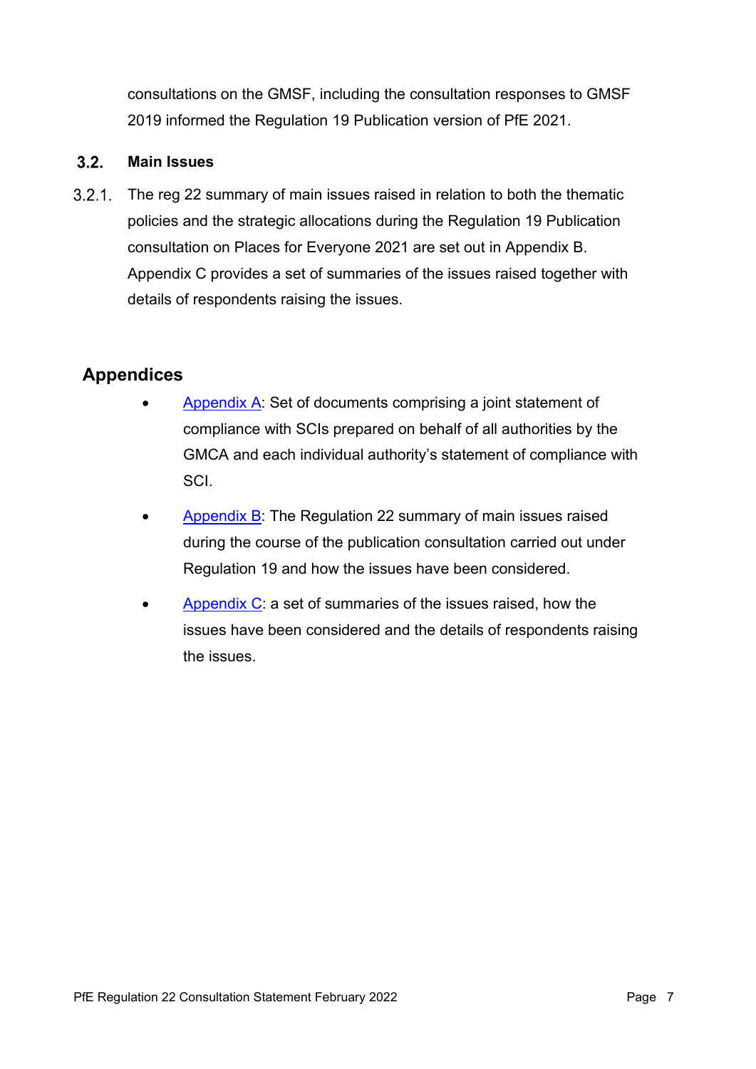consultations on the GMSF, including the consultation responses to GMSF 2019 informed the Regulation 19 Publication version of PfE 2021.

### 3.2. Main Issues

3.2.1. The reg 22 summary of main issues raised in relation to both the thematic policies and the strategic allocations during the Regulation 19 Publication consultation on Places for Everyone 2021 are set out in Appendix B. Appendix C provides a set of summaries of the issues raised together with details of respondents raising the issues.

## Appendices

- Appendix A: Set of documents comprising a joint statement of compliance with SCIs prepared on behalf of all authorities by the GMCA and each individual authority's statement of compliance with SCI.
- Appendix B: The Regulation 22 summary of main issues raised during the course of the publication consultation carried out under Regulation 19 and how the issues have been considered.
- Appendix C: a set of summaries of the issues raised, how the issues have been considered and the details of respondents raising the issues.